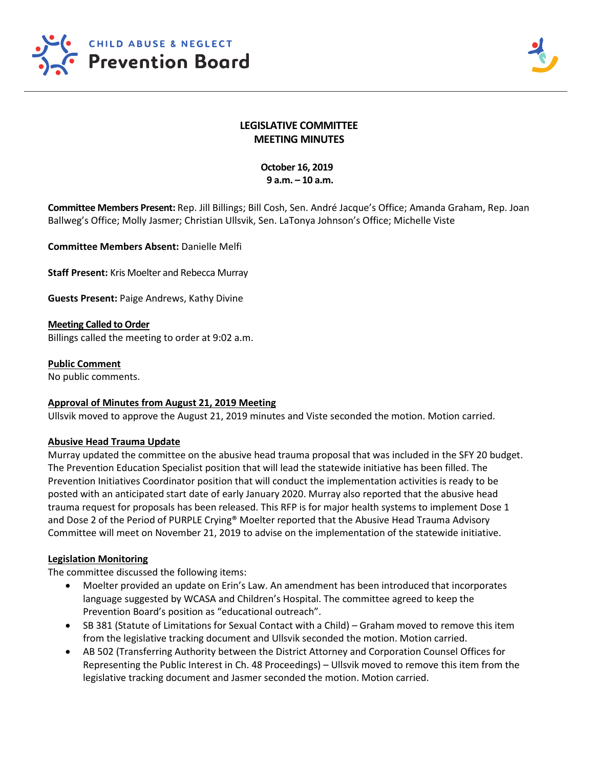CHILD ABUSE & NEGLECT
**Prevention Board**

# LEGISLATIVE COMMITTEE MEETING MINUTES

**October 16, 2019**
**9 a.m. – 10 a.m.**

**Committee Members Present:** Rep. Jill Billings; Bill Cosh, Sen. André Jacque's Office; Amanda Graham, Rep. Joan Ballweg's Office; Molly Jasmer; Christian Ullsvik, Sen. LaTonya Johnson's Office; Michelle Viste

**Committee Members Absent:** Danielle Melfi

**Staff Present:** Kris Moelter and Rebecca Murray

**Guests Present:** Paige Andrews, Kathy Divine

## Meeting Called to Order

Billings called the meeting to order at 9:02 a.m.

## Public Comment

No public comments.

## Approval of Minutes from August 21, 2019 Meeting

Ullsvik moved to approve the August 21, 2019 minutes and Viste seconded the motion. Motion carried.

## Abusive Head Trauma Update

Murray updated the committee on the abusive head trauma proposal that was included in the SFY 20 budget. The Prevention Education Specialist position that will lead the statewide initiative has been filled. The Prevention Initiatives Coordinator position that will conduct the implementation activities is ready to be posted with an anticipated start date of early January 2020. Murray also reported that the abusive head trauma request for proposals has been released. This RFP is for major health systems to implement Dose 1 and Dose 2 of the Period of PURPLE Crying® Moelter reported that the Abusive Head Trauma Advisory Committee will meet on November 21, 2019 to advise on the implementation of the statewide initiative.

## Legislation Monitoring

The committee discussed the following items:

- Moelter provided an update on Erin's Law. An amendment has been introduced that incorporates language suggested by WCASA and Children's Hospital. The committee agreed to keep the Prevention Board's position as "educational outreach".
- SB 381 (Statute of Limitations for Sexual Contact with a Child) – Graham moved to remove this item from the legislative tracking document and Ullsvik seconded the motion. Motion carried.
- AB 502 (Transferring Authority between the District Attorney and Corporation Counsel Offices for Representing the Public Interest in Ch. 48 Proceedings) – Ullsvik moved to remove this item from the legislative tracking document and Jasmer seconded the motion. Motion carried.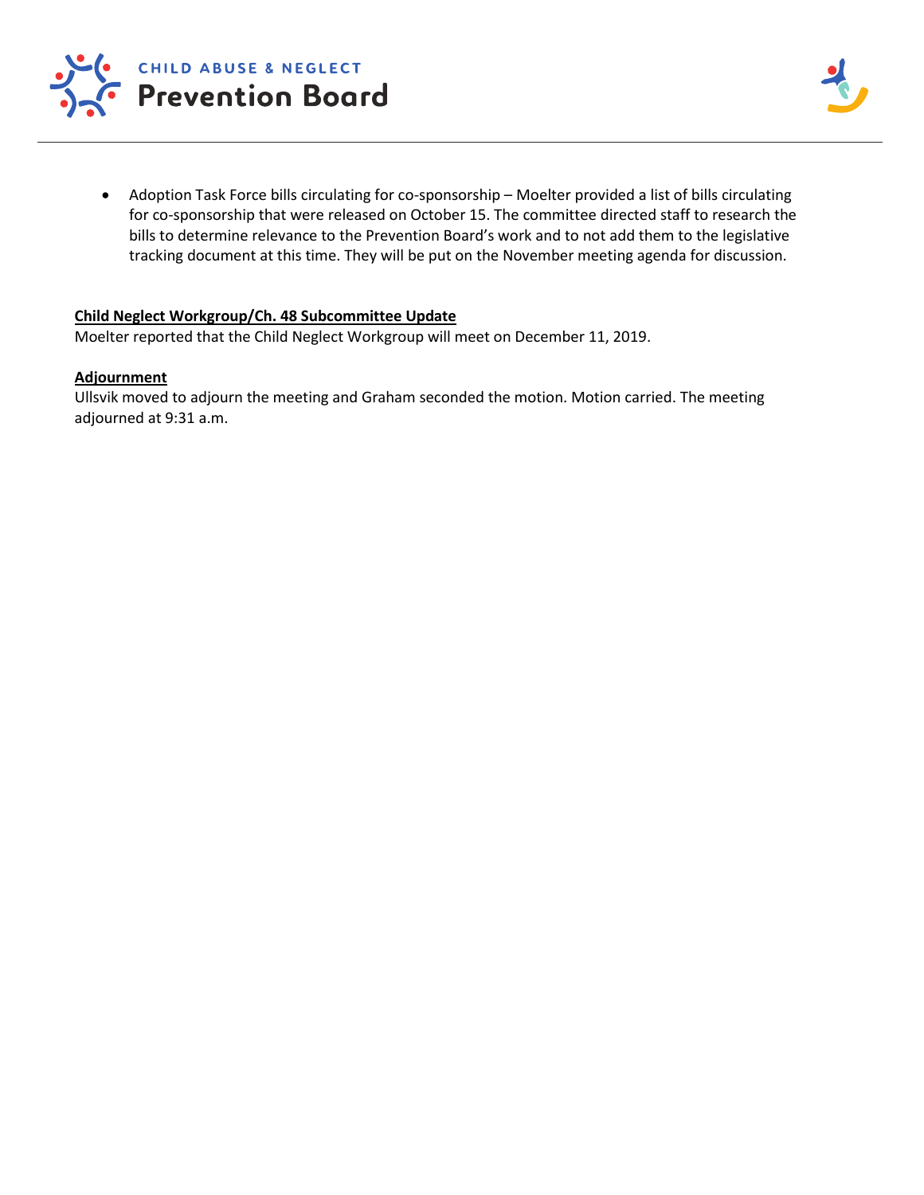- Adoption Task Force bills circulating for co-sponsorship – Moelter provided a list of bills circulating for co-sponsorship that were released on October 15. The committee directed staff to research the bills to determine relevance to the Prevention Board's work and to not add them to the legislative tracking document at this time. They will be put on the November meeting agenda for discussion.

**Child Neglect Workgroup/Ch. 48 Subcommittee Update**

Moelter reported that the Child Neglect Workgroup will meet on December 11, 2019.

**Adjournment**

Ullsvik moved to adjourn the meeting and Graham seconded the motion. Motion carried. The meeting adjourned at 9:31 a.m.